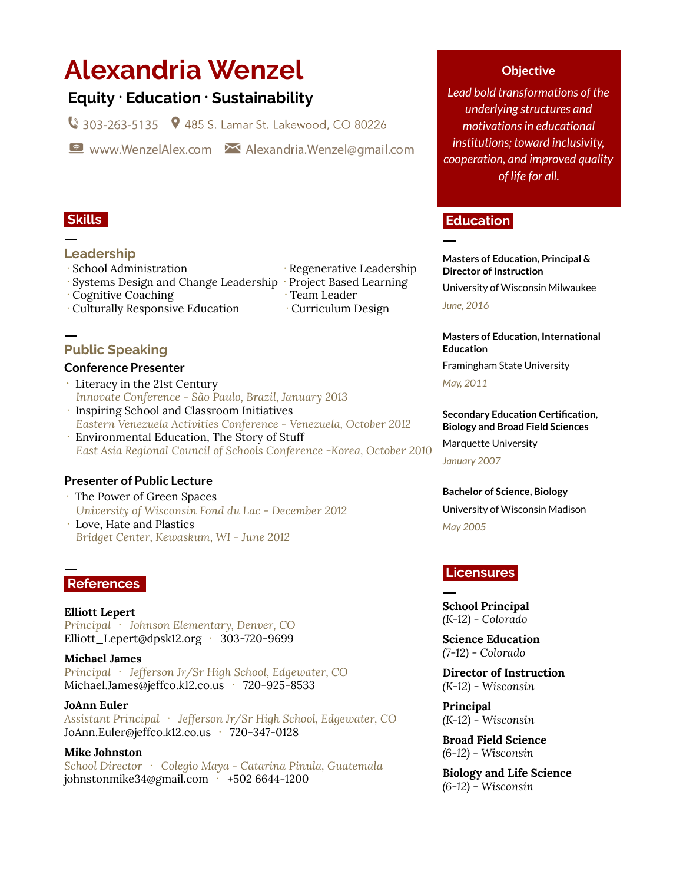# Alexandria Wenzel

## Equity · Education · Sustainability

303-263-5135 · 485 S. Lamar St. Lakewood, CO 80226

www.WenzelAlex.com · Alexandria.Wenzel@gmail.com

## Objective

*Lead bold transformations of the underlying structures and motivations in educational institutions; toward inclusivity, cooperation, and improved quality of life for all.*

## Skills

### Leadership

- School Administration
- Systems Design and Change Leadership
- Cognitive Coaching
- Culturally Responsive Education
- Regenerative Leadership
- Project Based Learning
- Team Leader
- Curriculum Design

### Public Speaking

**Conference Presenter**

- Literacy in the 21st Century
  *Innovate Conference - São Paulo, Brazil, January 2013*
- Inspiring School and Classroom Initiatives
  *Eastern Venezuela Activities Conference - Venezuela, October 2012*
- Environmental Education, The Story of Stuff
  *East Asia Regional Council of Schools Conference -Korea, October 2010*

**Presenter of Public Lecture**

- The Power of Green Spaces
  *University of Wisconsin Fond du Lac - December 2012*
- Love, Hate and Plastics
  *Bridget Center, Kewaskum, WI - June 2012*

## References

**Elliott Lepert**
*Principal · Johnson Elementary, Denver, CO*
Elliott_Lepert@dpsk12.org · 303-720-9699

**Michael James**
*Principal · Jefferson Jr/Sr High School, Edgewater, CO*
Michael.James@jeffco.k12.co.us · 720-925-8533

**JoAnn Euler**
*Assistant Principal · Jefferson Jr/Sr High School, Edgewater, CO*
JoAnn.Euler@jeffco.k12.co.us · 720-347-0128

**Mike Johnston**
*School Director · Colegio Maya - Catarina Pinula, Guatemala*
johnstonmike34@gmail.com · +502 6644-1200

## Education

**Masters of Education, Principal & Director of Instruction**
University of Wisconsin Milwaukee
*June, 2016*

**Masters of Education, International Education**
Framingham State University
*May, 2011*

**Secondary Education Certification, Biology and Broad Field Sciences**
Marquette University
*January 2007*

**Bachelor of Science, Biology**
University of Wisconsin Madison
*May 2005*

## Licensures

**School Principal**
(K-12) - *Colorado*

**Science Education**
(7-12) - *Colorado*

**Director of Instruction**
(K-12) - *Wisconsin*

**Principal**
(K-12) - *Wisconsin*

**Broad Field Science**
(6-12) - *Wisconsin*

**Biology and Life Science**
(6-12) - *Wisconsin*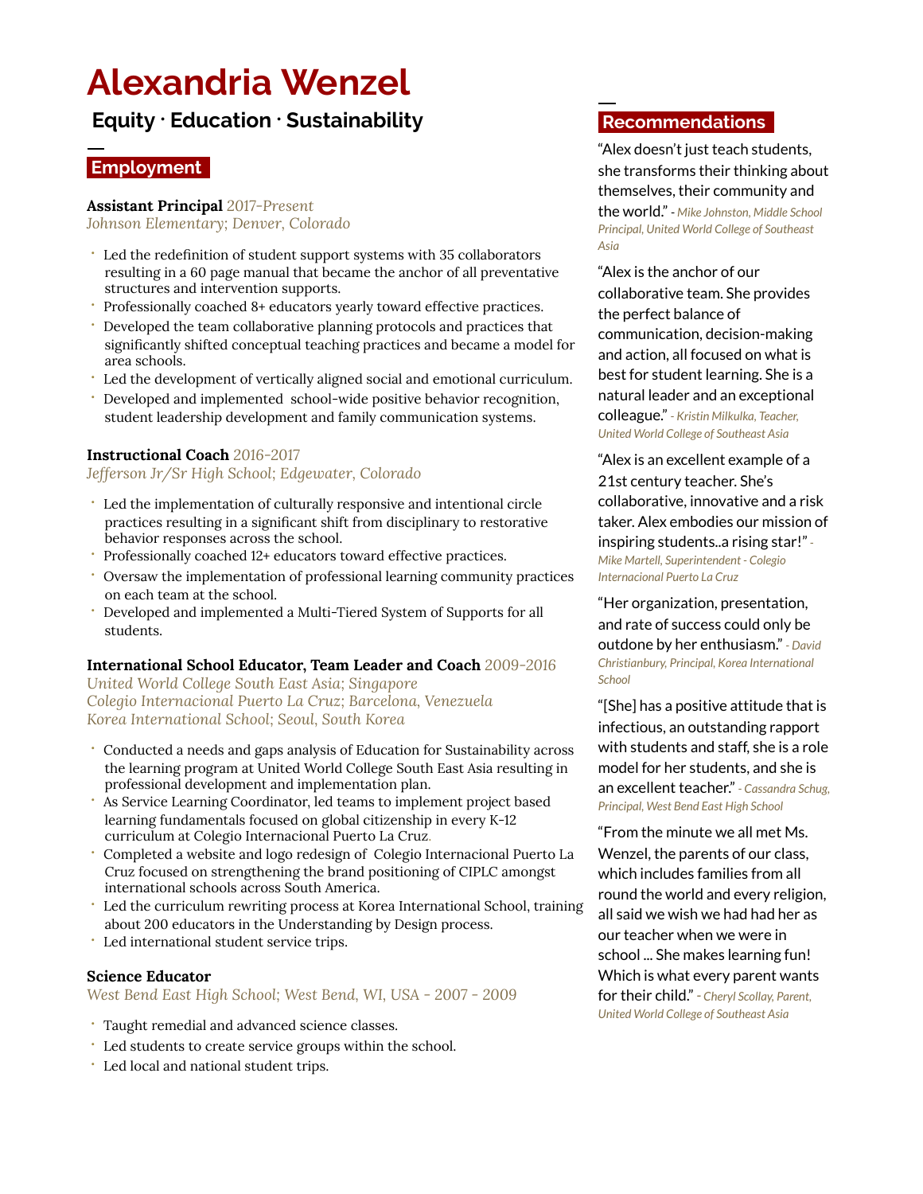# Alexandria Wenzel

**Equity · Education · Sustainability**

## Employment

**Assistant Principal** *2017-Present*
*Johnson Elementary; Denver, Colorado*

- Led the redefinition of student support systems with 35 collaborators resulting in a 60 page manual that became the anchor of all preventative structures and intervention supports.
- Professionally coached 8+ educators yearly toward effective practices.
- Developed the team collaborative planning protocols and practices that significantly shifted conceptual teaching practices and became a model for area schools.
- Led the development of vertically aligned social and emotional curriculum.
- Developed and implemented school-wide positive behavior recognition, student leadership development and family communication systems.

**Instructional Coach** *2016-2017*
*Jefferson Jr/Sr High School; Edgewater, Colorado*

- Led the implementation of culturally responsive and intentional circle practices resulting in a significant shift from disciplinary to restorative behavior responses across the school.
- Professionally coached 12+ educators toward effective practices.
- Oversaw the implementation of professional learning community practices on each team at the school.
- Developed and implemented a Multi-Tiered System of Supports for all students.

**International School Educator, Team Leader and Coach** *2009-2016*
*United World College South East Asia; Singapore*
*Colegio Internacional Puerto La Cruz; Barcelona, Venezuela*
*Korea International School; Seoul, South Korea*

- Conducted a needs and gaps analysis of Education for Sustainability across the learning program at United World College South East Asia resulting in professional development and implementation plan.
- As Service Learning Coordinator, led teams to implement project based learning fundamentals focused on global citizenship in every K-12 curriculum at Colegio Internacional Puerto La Cruz.
- Completed a website and logo redesign of Colegio Internacional Puerto La Cruz focused on strengthening the brand positioning of CIPLC amongst international schools across South America.
- Led the curriculum rewriting process at Korea International School, training about 200 educators in the Understanding by Design process.
- Led international student service trips.

**Science Educator**
*West Bend East High School; West Bend, WI, USA - 2007 - 2009*

- Taught remedial and advanced science classes.
- Led students to create service groups within the school.
- Led local and national student trips.

## Recommendations

"Alex doesn't just teach students, she transforms their thinking about themselves, their community and the world." - *Mike Johnston, Middle School Principal, United World College of Southeast Asia*

"Alex is the anchor of our collaborative team. She provides the perfect balance of communication, decision-making and action, all focused on what is best for student learning. She is a natural leader and an exceptional colleague." - *Kristin Milkulka, Teacher, United World College of Southeast Asia*

"Alex is an excellent example of a 21st century teacher. She's collaborative, innovative and a risk taker. Alex embodies our mission of inspiring students..a rising star!" - *Mike Martell, Superintendent - Colegio Internacional Puerto La Cruz*

"Her organization, presentation, and rate of success could only be outdone by her enthusiasm." - *David Christianbury, Principal, Korea International School*

"[She] has a positive attitude that is infectious, an outstanding rapport with students and staff, she is a role model for her students, and she is an excellent teacher." - *Cassandra Schug, Principal, West Bend East High School*

"From the minute we all met Ms. Wenzel, the parents of our class, which includes families from all round the world and every religion, all said we wish we had had her as our teacher when we were in school ... She makes learning fun! Which is what every parent wants for their child." - *Cheryl Scollay, Parent, United World College of Southeast Asia*